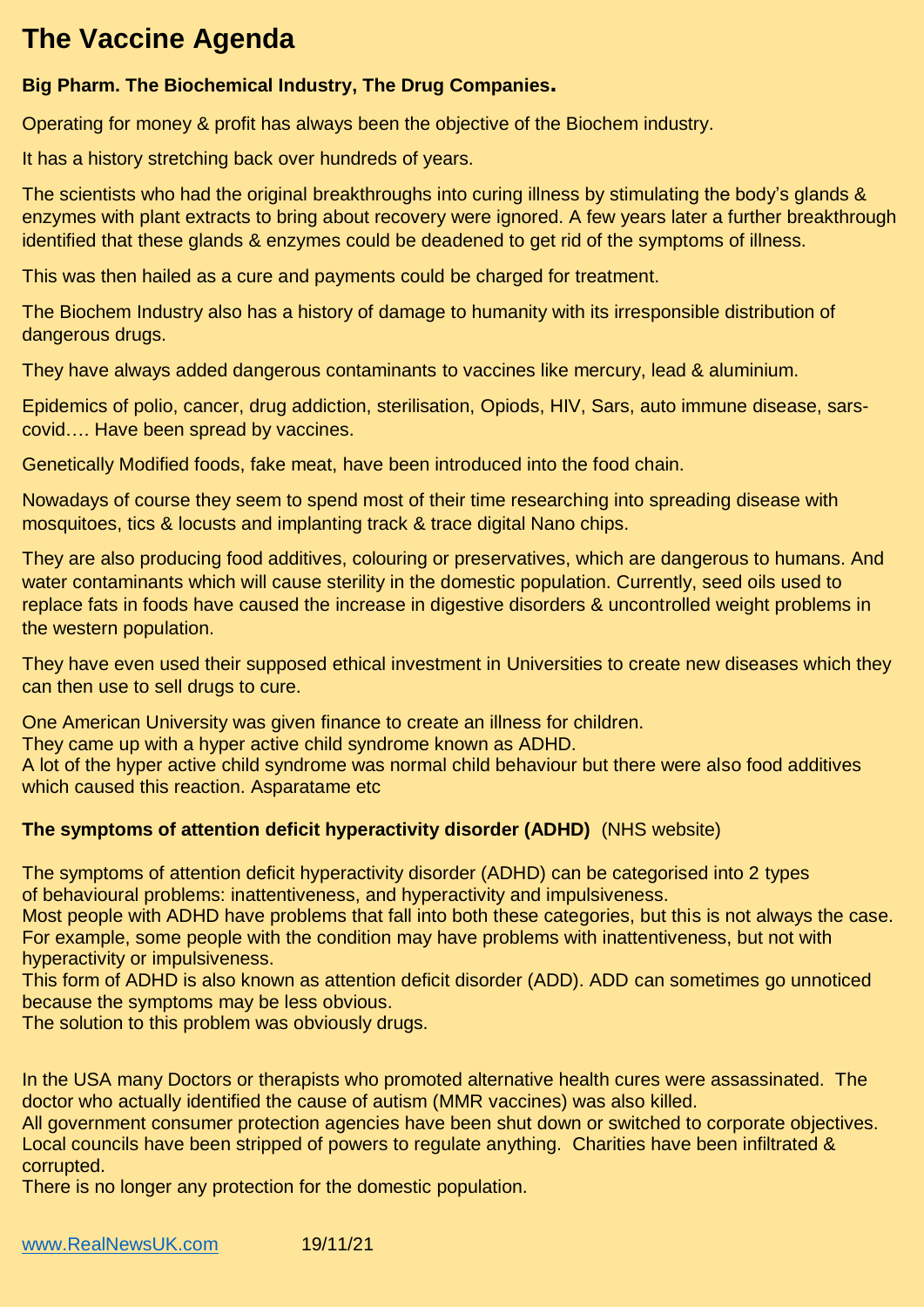# The Vaccine Agenda

**Big Pharm. The Biochemical Industry, The Drug Companies.**

Operating for money & profit has always been the objective of the Biochem industry.

It has a history stretching back over hundreds of years.

The scientists who had the original breakthroughs into curing illness by stimulating the body's glands & enzymes with plant extracts to bring about recovery were ignored. A few years later a further breakthrough identified that these glands & enzymes could be deadened to get rid of the symptoms of illness.

This was then hailed as a cure and payments could be charged for treatment.

The Biochem Industry also has a history of damage to humanity with its irresponsible distribution of dangerous drugs.

They have always added dangerous contaminants to vaccines like mercury, lead & aluminium.

Epidemics of polio, cancer, drug addiction, sterilisation, Opiods, HIV, Sars, auto immune disease, sars-covid…. Have been spread by vaccines.

Genetically Modified foods, fake meat, have been introduced into the food chain.

Nowadays of course they seem to spend most of their time researching into spreading disease with mosquitoes, tics & locusts and implanting track & trace digital Nano chips.

They are also producing food additives, colouring or preservatives, which are dangerous to humans. And water contaminants which will cause sterility in the domestic population. Currently, seed oils used to replace fats in foods have caused the increase in digestive disorders & uncontrolled weight problems in the western population.

They have even used their supposed ethical investment in Universities to create new diseases which they can then use to sell drugs to cure.

One American University was given finance to create an illness for children.
They came up with a hyper active child syndrome known as ADHD.
A lot of the hyper active child syndrome was normal child behaviour but there were also food additives which caused this reaction. Asparatame etc

**The symptoms of attention deficit hyperactivity disorder (ADHD)** (NHS website)

The symptoms of attention deficit hyperactivity disorder (ADHD) can be categorised into 2 types of behavioural problems: inattentiveness, and hyperactivity and impulsiveness.
Most people with ADHD have problems that fall into both these categories, but this is not always the case.
For example, some people with the condition may have problems with inattentiveness, but not with hyperactivity or impulsiveness.
This form of ADHD is also known as attention deficit disorder (ADD). ADD can sometimes go unnoticed because the symptoms may be less obvious.
The solution to this problem was obviously drugs.

In the USA many Doctors or therapists who promoted alternative health cures were assassinated. The doctor who actually identified the cause of autism (MMR vaccines) was also killed.
All government consumer protection agencies have been shut down or switched to corporate objectives.
Local councils have been stripped of powers to regulate anything. Charities have been infiltrated & corrupted.
There is no longer any protection for the domestic population.

www.RealNewsUK.com 19/11/21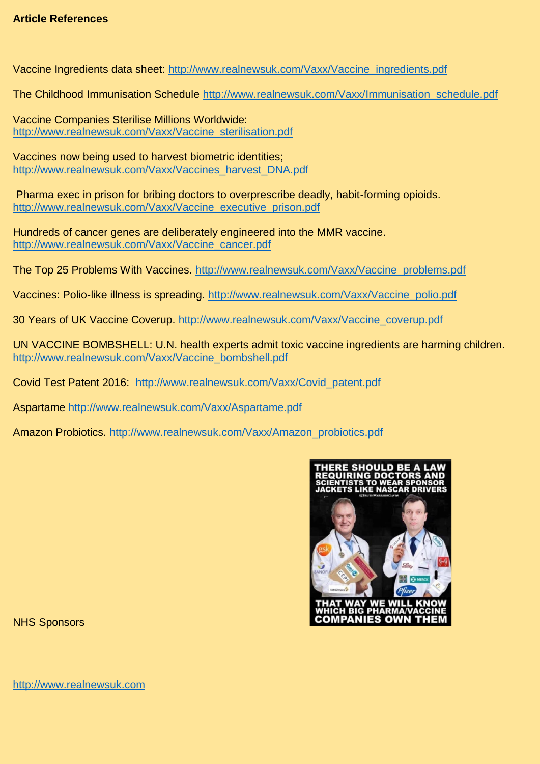**Article References**

Vaccine Ingredients data sheet: http://www.realnewsuk.com/Vaxx/Vaccine_ingredients.pdf

The Childhood Immunisation Schedule http://www.realnewsuk.com/Vaxx/Immunisation_schedule.pdf

Vaccine Companies Sterilise Millions Worldwide:
http://www.realnewsuk.com/Vaxx/Vaccine_sterilisation.pdf

Vaccines now being used to harvest biometric identities;
http://www.realnewsuk.com/Vaxx/Vaccines_harvest_DNA.pdf

Pharma exec in prison for bribing doctors to overprescribe deadly, habit-forming opioids.
http://www.realnewsuk.com/Vaxx/Vaccine_executive_prison.pdf

Hundreds of cancer genes are deliberately engineered into the MMR vaccine.
http://www.realnewsuk.com/Vaxx/Vaccine_cancer.pdf

The Top 25 Problems With Vaccines. http://www.realnewsuk.com/Vaxx/Vaccine_problems.pdf

Vaccines: Polio-like illness is spreading. http://www.realnewsuk.com/Vaxx/Vaccine_polio.pdf

30 Years of UK Vaccine Coverup. http://www.realnewsuk.com/Vaxx/Vaccine_coverup.pdf

UN VACCINE BOMBSHELL: U.N. health experts admit toxic vaccine ingredients are harming children.
http://www.realnewsuk.com/Vaxx/Vaccine_bombshell.pdf

Covid Test Patent 2016: http://www.realnewsuk.com/Vaxx/Covid_patent.pdf

Aspartame http://www.realnewsuk.com/Vaxx/Aspartame.pdf

Amazon Probiotics. http://www.realnewsuk.com/Vaxx/Amazon_probiotics.pdf

NHS Sponsors

http://www.realnewsuk.com